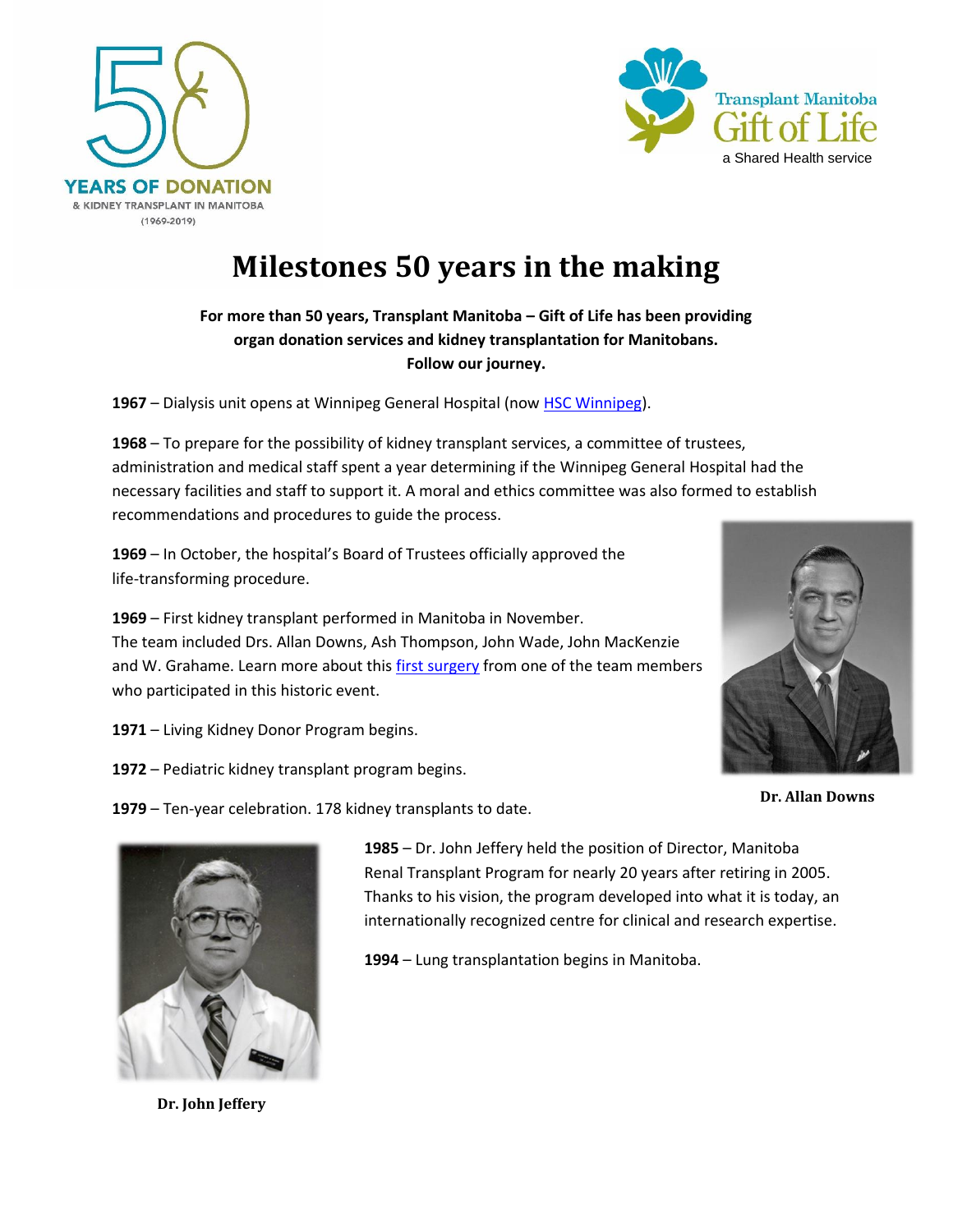50 YEARS OF DONATION & KIDNEY TRANSPLANT IN MANITOBA (1969-2019)

Transplant Manitoba Gift of Life a Shared Health service

# Milestones 50 years in the making

**For more than 50 years, Transplant Manitoba – Gift of Life has been providing organ donation services and kidney transplantation for Manitobans. Follow our journey.**

**1967** – Dialysis unit opens at Winnipeg General Hospital (now HSC Winnipeg).

**1968** – To prepare for the possibility of kidney transplant services, a committee of trustees, administration and medical staff spent a year determining if the Winnipeg General Hospital had the necessary facilities and staff to support it. A moral and ethics committee was also formed to establish recommendations and procedures to guide the process.

**1969** – In October, the hospital's Board of Trustees officially approved the life-transforming procedure.

**1969** – First kidney transplant performed in Manitoba in November. The team included Drs. Allan Downs, Ash Thompson, John Wade, John MacKenzie and W. Grahame. Learn more about this first surgery from one of the team members who participated in this historic event.

**1971** – Living Kidney Donor Program begins.

**1972** – Pediatric kidney transplant program begins.

**1979** – Ten-year celebration. 178 kidney transplants to date.

**Dr. Allan Downs**

**1985** – Dr. John Jeffery held the position of Director, Manitoba Renal Transplant Program for nearly 20 years after retiring in 2005. Thanks to his vision, the program developed into what it is today, an internationally recognized centre for clinical and research expertise.

**1994** – Lung transplantation begins in Manitoba.

**Dr. John Jeffery**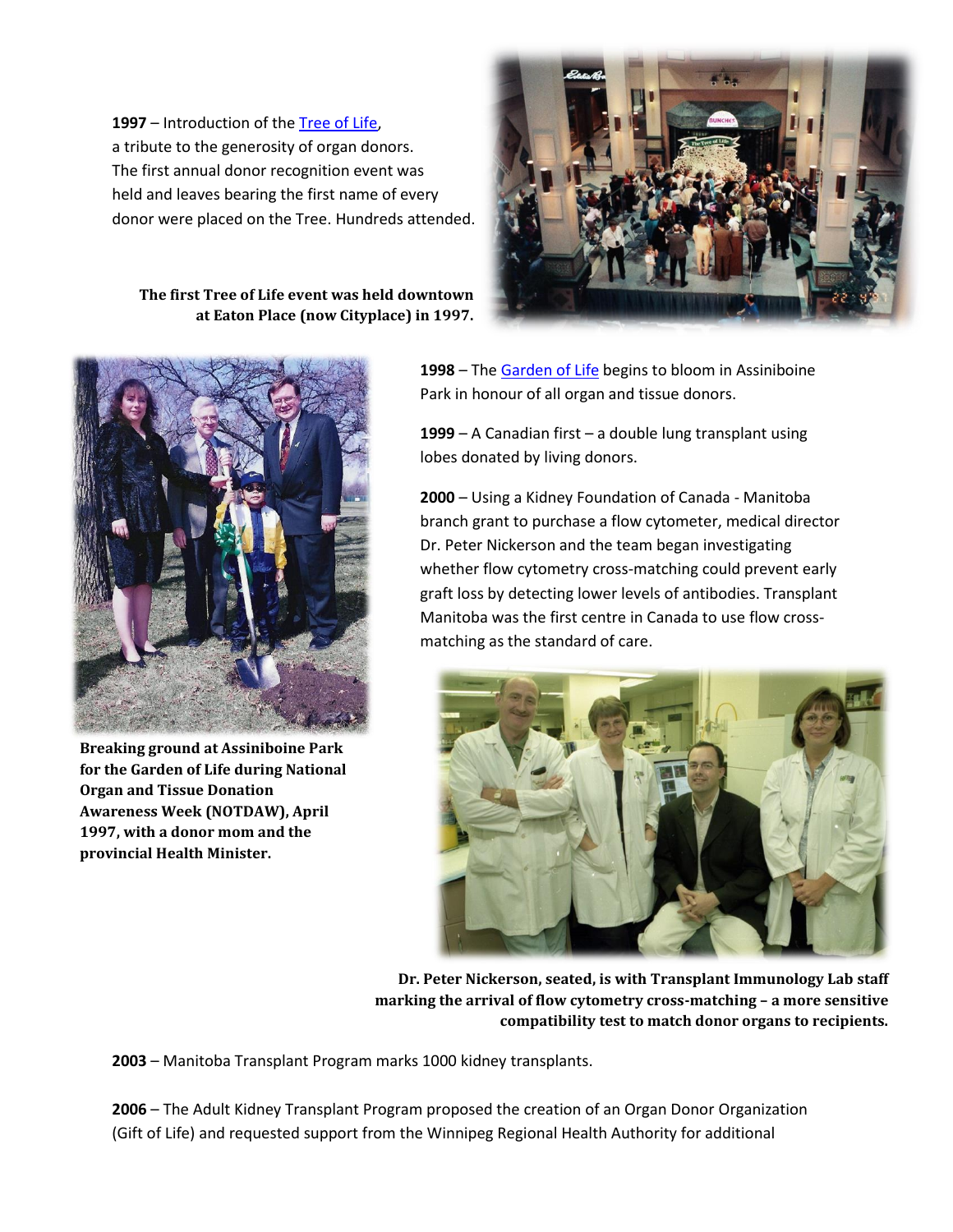**1997** – Introduction of the Tree of Life, a tribute to the generosity of organ donors. The first annual donor recognition event was held and leaves bearing the first name of every donor were placed on the Tree. Hundreds attended.

**The first Tree of Life event was held downtown at Eaton Place (now Cityplace) in 1997.**

**1998** – The Garden of Life begins to bloom in Assiniboine Park in honour of all organ and tissue donors.

**1999** – A Canadian first – a double lung transplant using lobes donated by living donors.

**2000** – Using a Kidney Foundation of Canada - Manitoba branch grant to purchase a flow cytometer, medical director Dr. Peter Nickerson and the team began investigating whether flow cytometry cross-matching could prevent early graft loss by detecting lower levels of antibodies. Transplant Manitoba was the first centre in Canada to use flow cross-matching as the standard of care.

**Breaking ground at Assiniboine Park for the Garden of Life during National Organ and Tissue Donation Awareness Week (NOTDAW), April 1997, with a donor mom and the provincial Health Minister.**

**Dr. Peter Nickerson, seated, is with Transplant Immunology Lab staff marking the arrival of flow cytometry cross-matching – a more sensitive compatibility test to match donor organs to recipients.**

**2003** – Manitoba Transplant Program marks 1000 kidney transplants.

**2006** – The Adult Kidney Transplant Program proposed the creation of an Organ Donor Organization (Gift of Life) and requested support from the Winnipeg Regional Health Authority for additional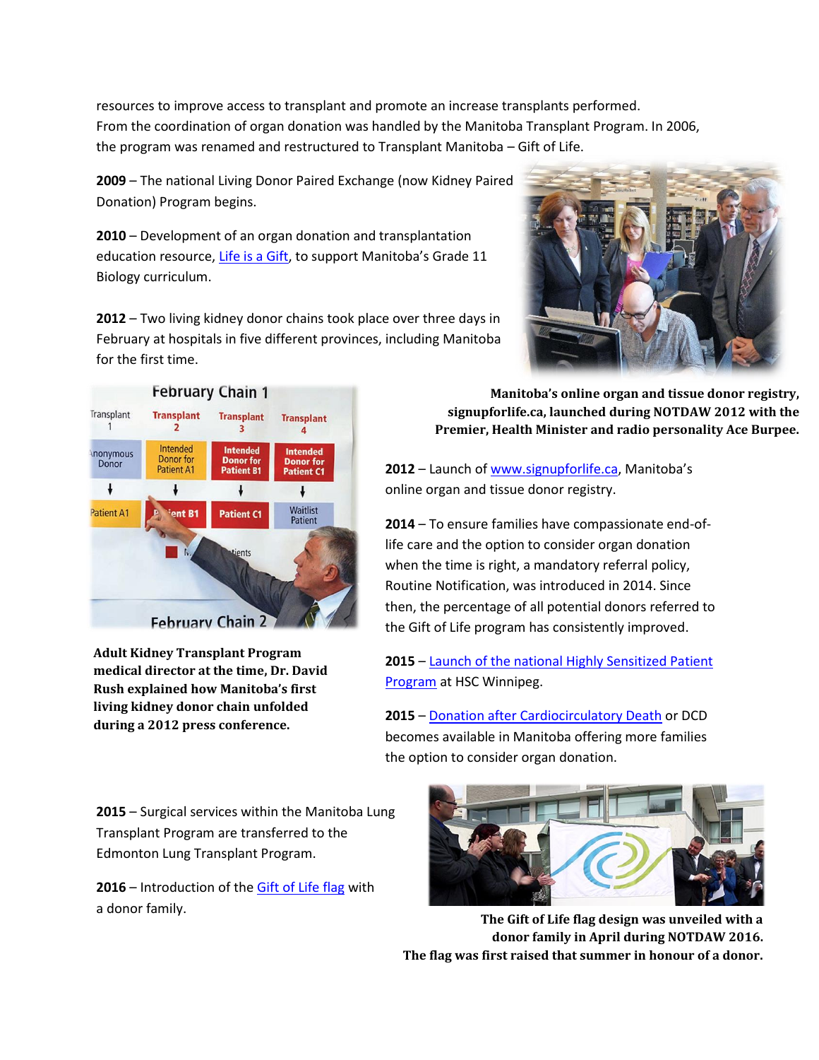resources to improve access to transplant and promote an increase transplants performed. From the coordination of organ donation was handled by the Manitoba Transplant Program. In 2006, the program was renamed and restructured to Transplant Manitoba – Gift of Life.

**2009** – The national Living Donor Paired Exchange (now Kidney Paired Donation) Program begins.

**2010** – Development of an organ donation and transplantation education resource, Life is a Gift, to support Manitoba's Grade 11 Biology curriculum.

**2012** – Two living kidney donor chains took place over three days in February at hospitals in five different provinces, including Manitoba for the first time.

**Manitoba's online organ and tissue donor registry, signupforlife.ca, launched during NOTDAW 2012 with the Premier, Health Minister and radio personality Ace Burpee.**

**Adult Kidney Transplant Program medical director at the time, Dr. David Rush explained how Manitoba's first living kidney donor chain unfolded during a 2012 press conference.**

**2012** – Launch of www.signupforlife.ca, Manitoba's online organ and tissue donor registry.

**2014** – To ensure families have compassionate end-of-life care and the option to consider organ donation when the time is right, a mandatory referral policy, Routine Notification, was introduced in 2014. Since then, the percentage of all potential donors referred to the Gift of Life program has consistently improved.

**2015** – Launch of the national Highly Sensitized Patient Program at HSC Winnipeg.

**2015** – Donation after Cardiocirculatory Death or DCD becomes available in Manitoba offering more families the option to consider organ donation.

**2015** – Surgical services within the Manitoba Lung Transplant Program are transferred to the Edmonton Lung Transplant Program.

**2016** – Introduction of the Gift of Life flag with a donor family.

**The Gift of Life flag design was unveiled with a donor family in April during NOTDAW 2016. The flag was first raised that summer in honour of a donor.**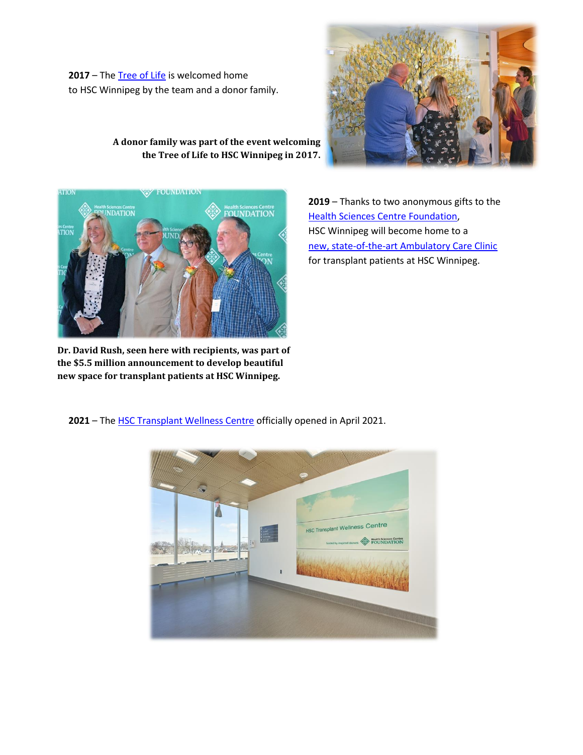**2017** – The Tree of Life is welcomed home to HSC Winnipeg by the team and a donor family.

**A donor family was part of the event welcoming the Tree of Life to HSC Winnipeg in 2017.**

**2019** – Thanks to two anonymous gifts to the Health Sciences Centre Foundation, HSC Winnipeg will become home to a new, state-of-the-art Ambulatory Care Clinic for transplant patients at HSC Winnipeg.

**Dr. David Rush, seen here with recipients, was part of the $5.5 million announcement to develop beautiful new space for transplant patients at HSC Winnipeg.**

**2021** – The HSC Transplant Wellness Centre officially opened in April 2021.